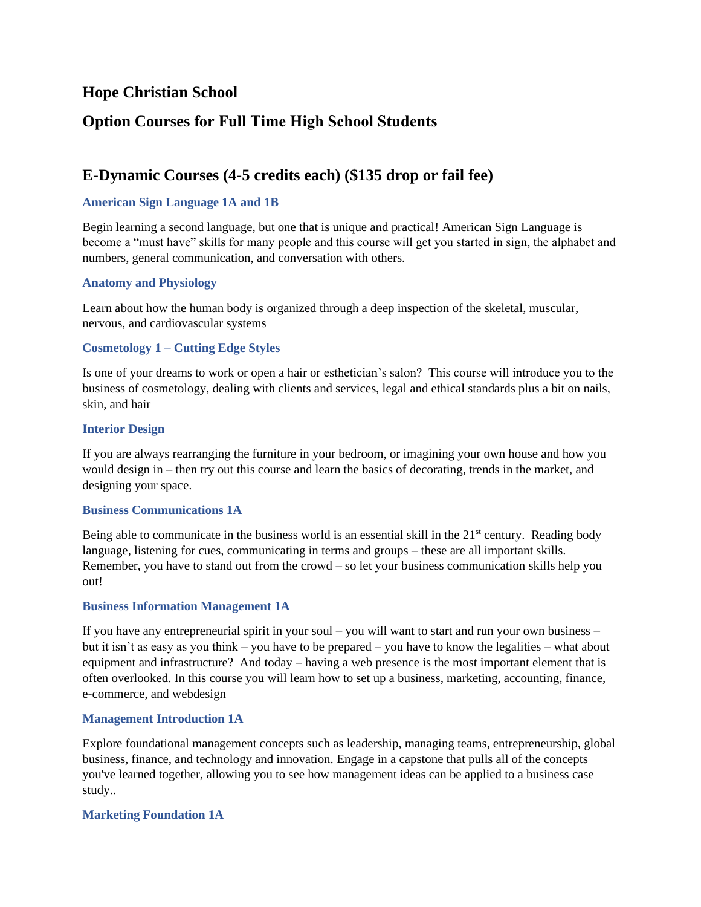# Hope Christian School

# Option Courses for Full Time High School Students

## E-Dynamic Courses (4-5 credits each) ($135 drop or fail fee)

### American Sign Language 1A and 1B

Begin learning a second language, but one that is unique and practical! American Sign Language is become a "must have" skills for many people and this course will get you started in sign, the alphabet and numbers, general communication, and conversation with others.

### Anatomy and Physiology

Learn about how the human body is organized through a deep inspection of the skeletal, muscular, nervous, and cardiovascular systems

### Cosmetology 1 – Cutting Edge Styles

Is one of your dreams to work or open a hair or esthetician's salon? This course will introduce you to the business of cosmetology, dealing with clients and services, legal and ethical standards plus a bit on nails, skin, and hair

### Interior Design

If you are always rearranging the furniture in your bedroom, or imagining your own house and how you would design in – then try out this course and learn the basics of decorating, trends in the market, and designing your space.

### Business Communications 1A

Being able to communicate in the business world is an essential skill in the 21st century. Reading body language, listening for cues, communicating in terms and groups – these are all important skills. Remember, you have to stand out from the crowd – so let your business communication skills help you out!

### Business Information Management 1A

If you have any entrepreneurial spirit in your soul – you will want to start and run your own business – but it isn't as easy as you think – you have to be prepared – you have to know the legalities – what about equipment and infrastructure? And today – having a web presence is the most important element that is often overlooked. In this course you will learn how to set up a business, marketing, accounting, finance, e-commerce, and webdesign

### Management Introduction 1A

Explore foundational management concepts such as leadership, managing teams, entrepreneurship, global business, finance, and technology and innovation. Engage in a capstone that pulls all of the concepts you've learned together, allowing you to see how management ideas can be applied to a business case study..

### Marketing Foundation 1A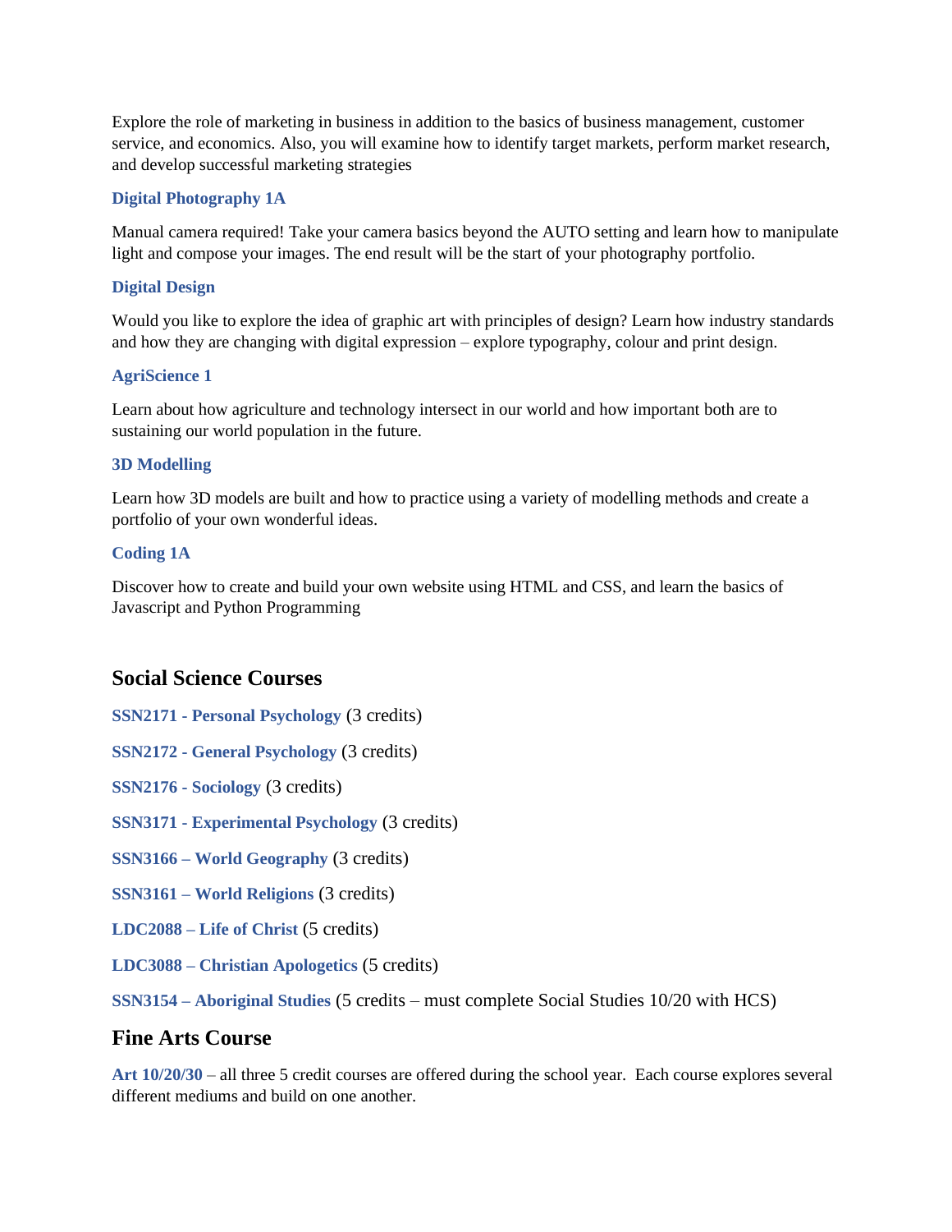Explore the role of marketing in business in addition to the basics of business management, customer service, and economics. Also, you will examine how to identify target markets, perform market research, and develop successful marketing strategies

### Digital Photography 1A

Manual camera required! Take your camera basics beyond the AUTO setting and learn how to manipulate light and compose your images. The end result will be the start of your photography portfolio.

### Digital Design

Would you like to explore the idea of graphic art with principles of design? Learn how industry standards and how they are changing with digital expression – explore typography, colour and print design.

### AgriScience 1

Learn about how agriculture and technology intersect in our world and how important both are to sustaining our world population in the future.

### 3D Modelling

Learn how 3D models are built and how to practice using a variety of modelling methods and create a portfolio of your own wonderful ideas.

### Coding 1A

Discover how to create and build your own website using HTML and CSS, and learn the basics of Javascript and Python Programming

## Social Science Courses

**SSN2171 - Personal Psychology** (3 credits)

**SSN2172 - General Psychology** (3 credits)

**SSN2176 - Sociology** (3 credits)

**SSN3171 - Experimental Psychology** (3 credits)

**SSN3166 – World Geography** (3 credits)

**SSN3161 – World Religions** (3 credits)

**LDC2088 – Life of Christ** (5 credits)

**LDC3088 – Christian Apologetics** (5 credits)

**SSN3154 – Aboriginal Studies** (5 credits – must complete Social Studies 10/20 with HCS)

## Fine Arts Course

**Art 10/20/30** – all three 5 credit courses are offered during the school year. Each course explores several different mediums and build on one another.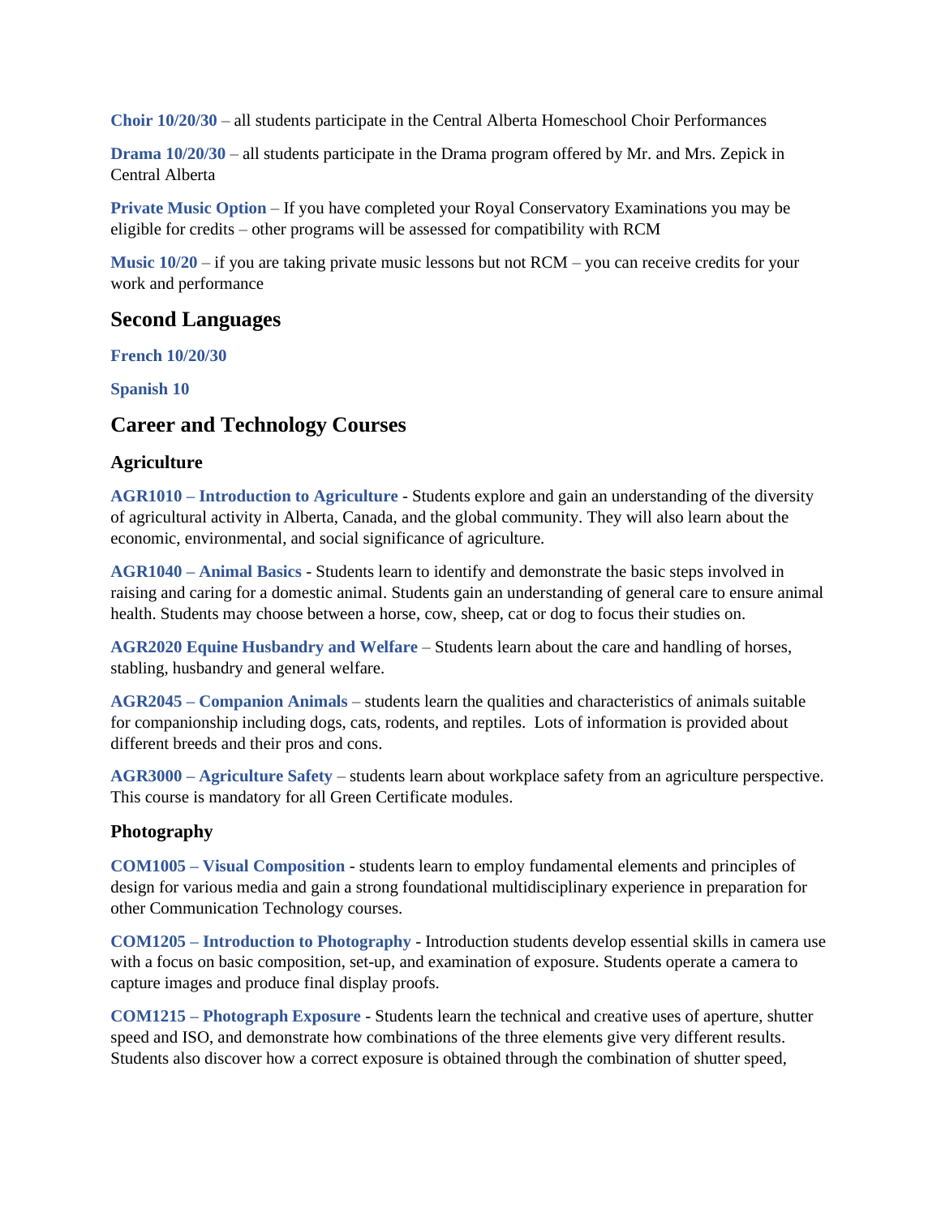**Choir 10/20/30** – all students participate in the Central Alberta Homeschool Choir Performances

**Drama 10/20/30** – all students participate in the Drama program offered by Mr. and Mrs. Zepick in Central Alberta

**Private Music Option** – If you have completed your Royal Conservatory Examinations you may be eligible for credits – other programs will be assessed for compatibility with RCM

**Music 10/20** – if you are taking private music lessons but not RCM – you can receive credits for your work and performance

## Second Languages

**French 10/20/30**

**Spanish 10**

## Career and Technology Courses

### Agriculture

**AGR1010 – Introduction to Agriculture** - Students explore and gain an understanding of the diversity of agricultural activity in Alberta, Canada, and the global community. They will also learn about the economic, environmental, and social significance of agriculture.

**AGR1040 – Animal Basics** - Students learn to identify and demonstrate the basic steps involved in raising and caring for a domestic animal. Students gain an understanding of general care to ensure animal health. Students may choose between a horse, cow, sheep, cat or dog to focus their studies on.

**AGR2020 Equine Husbandry and Welfare** – Students learn about the care and handling of horses, stabling, husbandry and general welfare.

**AGR2045 – Companion Animals** – students learn the qualities and characteristics of animals suitable for companionship including dogs, cats, rodents, and reptiles. Lots of information is provided about different breeds and their pros and cons.

**AGR3000 – Agriculture Safety** – students learn about workplace safety from an agriculture perspective. This course is mandatory for all Green Certificate modules.

### Photography

**COM1005 – Visual Composition** - students learn to employ fundamental elements and principles of design for various media and gain a strong foundational multidisciplinary experience in preparation for other Communication Technology courses.

**COM1205 – Introduction to Photography** - Introduction students develop essential skills in camera use with a focus on basic composition, set-up, and examination of exposure. Students operate a camera to capture images and produce final display proofs.

**COM1215 – Photograph Exposure** - Students learn the technical and creative uses of aperture, shutter speed and ISO, and demonstrate how combinations of the three elements give very different results. Students also discover how a correct exposure is obtained through the combination of shutter speed,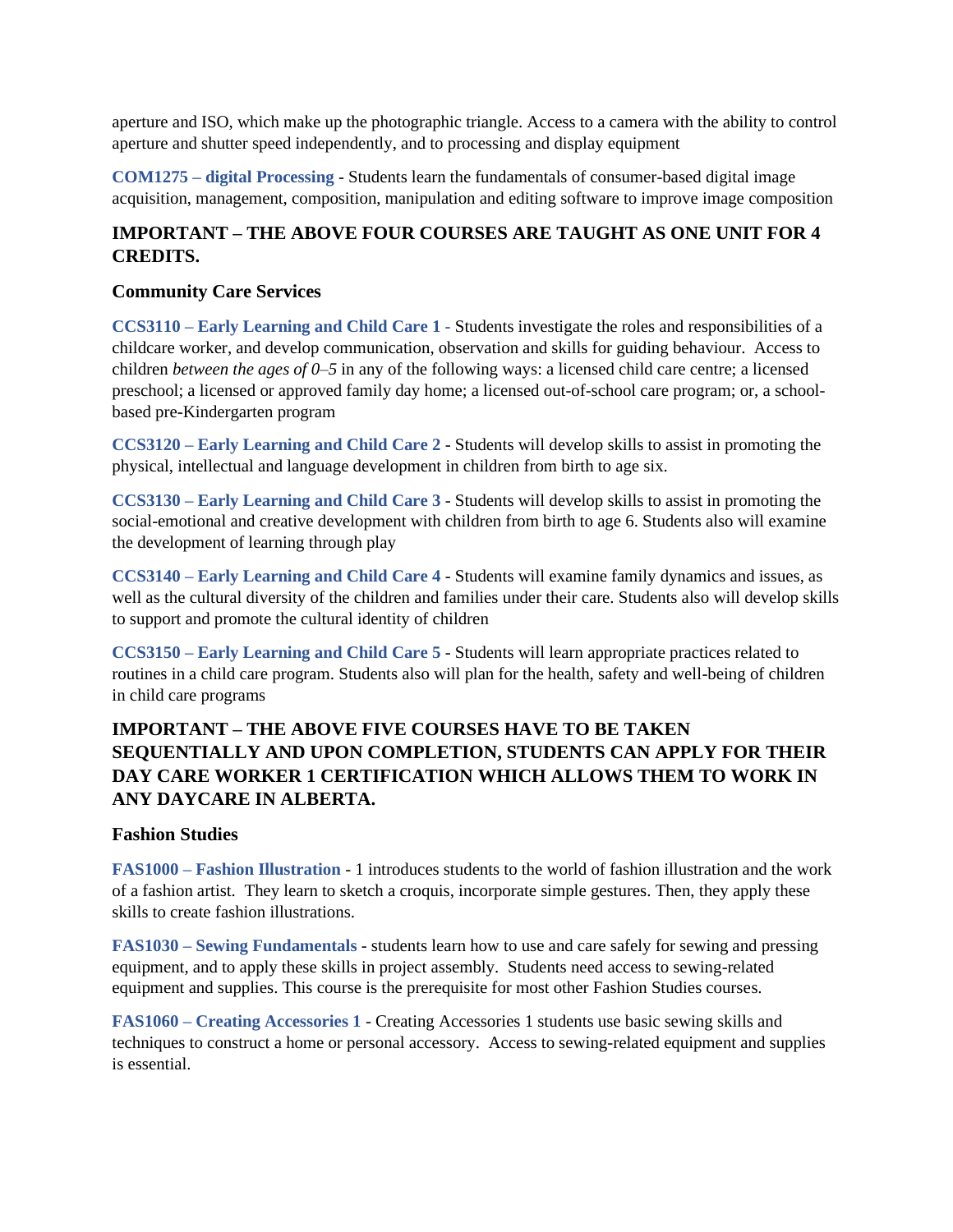aperture and ISO, which make up the photographic triangle. Access to a camera with the ability to control aperture and shutter speed independently, and to processing and display equipment

**COM1275 – digital Processing** - Students learn the fundamentals of consumer-based digital image acquisition, management, composition, manipulation and editing software to improve image composition

### IMPORTANT – THE ABOVE FOUR COURSES ARE TAUGHT AS ONE UNIT FOR 4 CREDITS.

### Community Care Services

**CCS3110 – Early Learning and Child Care 1** - Students investigate the roles and responsibilities of a childcare worker, and develop communication, observation and skills for guiding behaviour. Access to children *between the ages of 0–5* in any of the following ways: a licensed child care centre; a licensed preschool; a licensed or approved family day home; a licensed out-of-school care program; or, a school-based pre-Kindergarten program

**CCS3120 – Early Learning and Child Care 2** - Students will develop skills to assist in promoting the physical, intellectual and language development in children from birth to age six.

**CCS3130 – Early Learning and Child Care 3** - Students will develop skills to assist in promoting the social-emotional and creative development with children from birth to age 6. Students also will examine the development of learning through play

**CCS3140 – Early Learning and Child Care 4** - Students will examine family dynamics and issues, as well as the cultural diversity of the children and families under their care. Students also will develop skills to support and promote the cultural identity of children

**CCS3150 – Early Learning and Child Care 5** - Students will learn appropriate practices related to routines in a child care program. Students also will plan for the health, safety and well-being of children in child care programs

### IMPORTANT – THE ABOVE FIVE COURSES HAVE TO BE TAKEN SEQUENTIALLY AND UPON COMPLETION, STUDENTS CAN APPLY FOR THEIR DAY CARE WORKER 1 CERTIFICATION WHICH ALLOWS THEM TO WORK IN ANY DAYCARE IN ALBERTA.

### Fashion Studies

**FAS1000 – Fashion Illustration** - 1 introduces students to the world of fashion illustration and the work of a fashion artist. They learn to sketch a croquis, incorporate simple gestures. Then, they apply these skills to create fashion illustrations.

**FAS1030 – Sewing Fundamentals** - students learn how to use and care safely for sewing and pressing equipment, and to apply these skills in project assembly. Students need access to sewing-related equipment and supplies. This course is the prerequisite for most other Fashion Studies courses.

**FAS1060 – Creating Accessories 1** - Creating Accessories 1 students use basic sewing skills and techniques to construct a home or personal accessory. Access to sewing-related equipment and supplies is essential.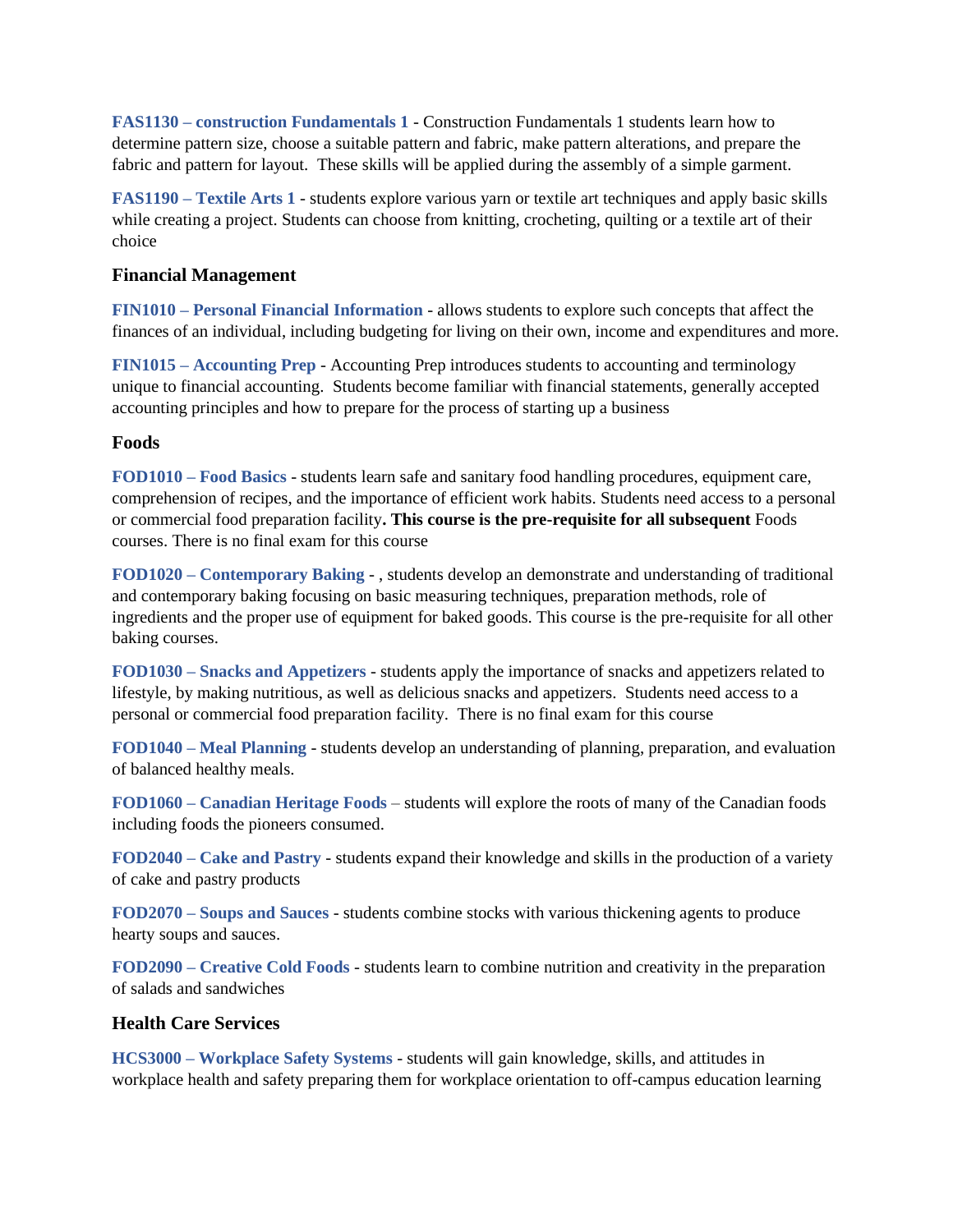**FAS1130 – construction Fundamentals 1** - Construction Fundamentals 1 students learn how to determine pattern size, choose a suitable pattern and fabric, make pattern alterations, and prepare the fabric and pattern for layout. These skills will be applied during the assembly of a simple garment.

**FAS1190 – Textile Arts 1** - students explore various yarn or textile art techniques and apply basic skills while creating a project. Students can choose from knitting, crocheting, quilting or a textile art of their choice

### Financial Management

**FIN1010 – Personal Financial Information** - allows students to explore such concepts that affect the finances of an individual, including budgeting for living on their own, income and expenditures and more.

**FIN1015 – Accounting Prep** - Accounting Prep introduces students to accounting and terminology unique to financial accounting. Students become familiar with financial statements, generally accepted accounting principles and how to prepare for the process of starting up a business

### Foods

**FOD1010 – Food Basics** - students learn safe and sanitary food handling procedures, equipment care, comprehension of recipes, and the importance of efficient work habits. Students need access to a personal or commercial food preparation facility**. This course is the pre-requisite for all subsequent** Foods courses. There is no final exam for this course

**FOD1020 – Contemporary Baking** - , students develop an demonstrate and understanding of traditional and contemporary baking focusing on basic measuring techniques, preparation methods, role of ingredients and the proper use of equipment for baked goods. This course is the pre-requisite for all other baking courses.

**FOD1030 – Snacks and Appetizers** - students apply the importance of snacks and appetizers related to lifestyle, by making nutritious, as well as delicious snacks and appetizers. Students need access to a personal or commercial food preparation facility. There is no final exam for this course

**FOD1040 – Meal Planning** - students develop an understanding of planning, preparation, and evaluation of balanced healthy meals.

**FOD1060 – Canadian Heritage Foods** – students will explore the roots of many of the Canadian foods including foods the pioneers consumed.

**FOD2040 – Cake and Pastry** - students expand their knowledge and skills in the production of a variety of cake and pastry products

**FOD2070 – Soups and Sauces** - students combine stocks with various thickening agents to produce hearty soups and sauces.

**FOD2090 – Creative Cold Foods** - students learn to combine nutrition and creativity in the preparation of salads and sandwiches

### Health Care Services

**HCS3000 – Workplace Safety Systems** - students will gain knowledge, skills, and attitudes in workplace health and safety preparing them for workplace orientation to off-campus education learning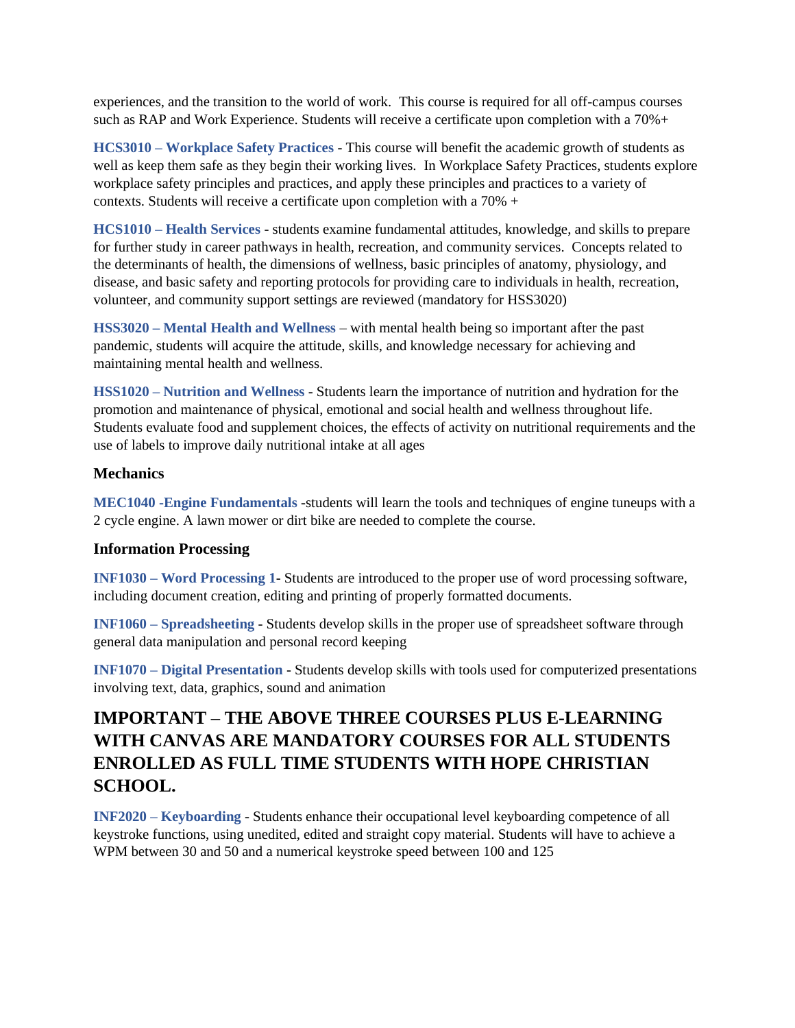experiences, and the transition to the world of work. This course is required for all off-campus courses such as RAP and Work Experience. Students will receive a certificate upon completion with a 70%+

**HCS3010 – Workplace Safety Practices** - This course will benefit the academic growth of students as well as keep them safe as they begin their working lives. In Workplace Safety Practices, students explore workplace safety principles and practices, and apply these principles and practices to a variety of contexts. Students will receive a certificate upon completion with a 70% +

**HCS1010 – Health Services** - students examine fundamental attitudes, knowledge, and skills to prepare for further study in career pathways in health, recreation, and community services. Concepts related to the determinants of health, the dimensions of wellness, basic principles of anatomy, physiology, and disease, and basic safety and reporting protocols for providing care to individuals in health, recreation, volunteer, and community support settings are reviewed (mandatory for HSS3020)

**HSS3020 – Mental Health and Wellness** – with mental health being so important after the past pandemic, students will acquire the attitude, skills, and knowledge necessary for achieving and maintaining mental health and wellness.

**HSS1020 – Nutrition and Wellness** - Students learn the importance of nutrition and hydration for the promotion and maintenance of physical, emotional and social health and wellness throughout life. Students evaluate food and supplement choices, the effects of activity on nutritional requirements and the use of labels to improve daily nutritional intake at all ages

### Mechanics

**MEC1040 -Engine Fundamentals** -students will learn the tools and techniques of engine tuneups with a 2 cycle engine. A lawn mower or dirt bike are needed to complete the course.

### Information Processing

**INF1030 – Word Processing 1**- Students are introduced to the proper use of word processing software, including document creation, editing and printing of properly formatted documents.

**INF1060 – Spreadsheeting** - Students develop skills in the proper use of spreadsheet software through general data manipulation and personal record keeping

**INF1070 – Digital Presentation** - Students develop skills with tools used for computerized presentations involving text, data, graphics, sound and animation

## IMPORTANT – THE ABOVE THREE COURSES PLUS E-LEARNING WITH CANVAS ARE MANDATORY COURSES FOR ALL STUDENTS ENROLLED AS FULL TIME STUDENTS WITH HOPE CHRISTIAN SCHOOL.

**INF2020 – Keyboarding** - Students enhance their occupational level keyboarding competence of all keystroke functions, using unedited, edited and straight copy material. Students will have to achieve a WPM between 30 and 50 and a numerical keystroke speed between 100 and 125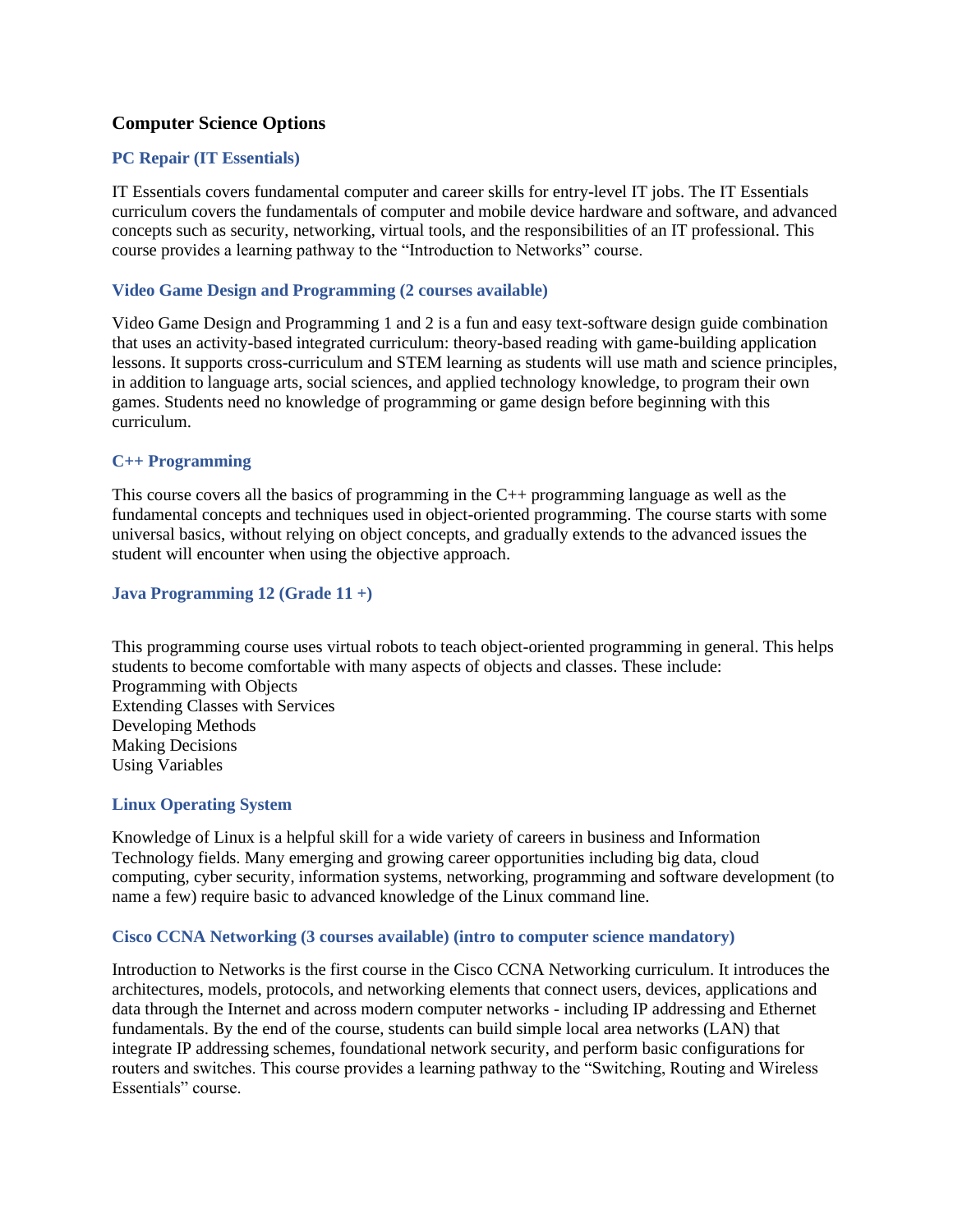## Computer Science Options

### PC Repair (IT Essentials)

IT Essentials covers fundamental computer and career skills for entry-level IT jobs. The IT Essentials curriculum covers the fundamentals of computer and mobile device hardware and software, and advanced concepts such as security, networking, virtual tools, and the responsibilities of an IT professional. This course provides a learning pathway to the "Introduction to Networks" course.

### Video Game Design and Programming (2 courses available)

Video Game Design and Programming 1 and 2 is a fun and easy text-software design guide combination that uses an activity-based integrated curriculum: theory-based reading with game-building application lessons. It supports cross-curriculum and STEM learning as students will use math and science principles, in addition to language arts, social sciences, and applied technology knowledge, to program their own games. Students need no knowledge of programming or game design before beginning with this curriculum.

### C++ Programming

This course covers all the basics of programming in the C++ programming language as well as the fundamental concepts and techniques used in object-oriented programming. The course starts with some universal basics, without relying on object concepts, and gradually extends to the advanced issues the student will encounter when using the objective approach.

### Java Programming 12 (Grade 11 +)

This programming course uses virtual robots to teach object-oriented programming in general. This helps students to become comfortable with many aspects of objects and classes. These include:
Programming with Objects
Extending Classes with Services
Developing Methods
Making Decisions
Using Variables

### Linux Operating System

Knowledge of Linux is a helpful skill for a wide variety of careers in business and Information Technology fields. Many emerging and growing career opportunities including big data, cloud computing, cyber security, information systems, networking, programming and software development (to name a few) require basic to advanced knowledge of the Linux command line.

### Cisco CCNA Networking (3 courses available) (intro to computer science mandatory)

Introduction to Networks is the first course in the Cisco CCNA Networking curriculum. It introduces the architectures, models, protocols, and networking elements that connect users, devices, applications and data through the Internet and across modern computer networks - including IP addressing and Ethernet fundamentals. By the end of the course, students can build simple local area networks (LAN) that integrate IP addressing schemes, foundational network security, and perform basic configurations for routers and switches. This course provides a learning pathway to the "Switching, Routing and Wireless Essentials" course.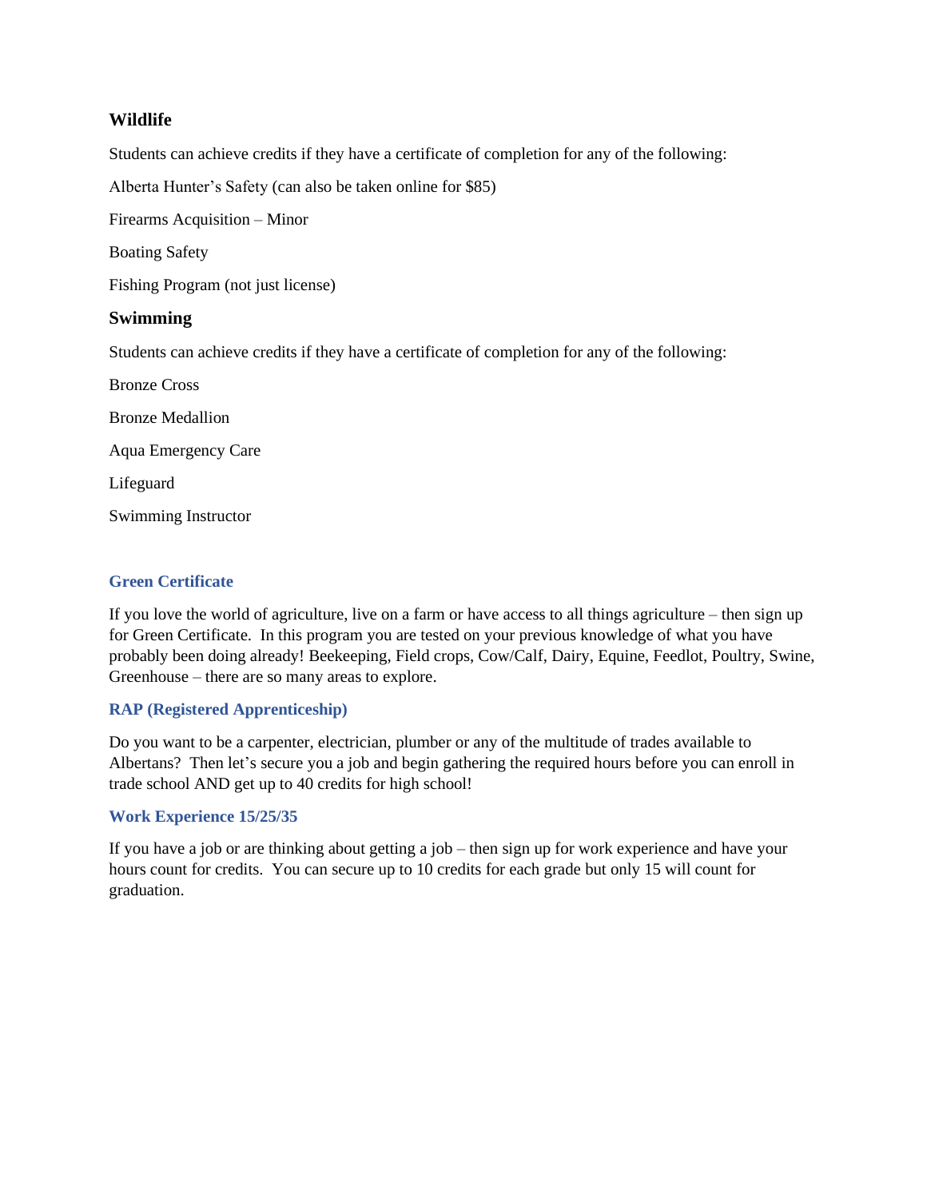### Wildlife

Students can achieve credits if they have a certificate of completion for any of the following:

Alberta Hunter's Safety (can also be taken online for $85)

Firearms Acquisition – Minor

Boating Safety

Fishing Program (not just license)

### Swimming

Students can achieve credits if they have a certificate of completion for any of the following:

Bronze Cross

Bronze Medallion

Aqua Emergency Care

Lifeguard

Swimming Instructor

### Green Certificate

If you love the world of agriculture, live on a farm or have access to all things agriculture – then sign up for Green Certificate. In this program you are tested on your previous knowledge of what you have probably been doing already! Beekeeping, Field crops, Cow/Calf, Dairy, Equine, Feedlot, Poultry, Swine, Greenhouse – there are so many areas to explore.

### RAP (Registered Apprenticeship)

Do you want to be a carpenter, electrician, plumber or any of the multitude of trades available to Albertans? Then let's secure you a job and begin gathering the required hours before you can enroll in trade school AND get up to 40 credits for high school!

### Work Experience 15/25/35

If you have a job or are thinking about getting a job – then sign up for work experience and have your hours count for credits. You can secure up to 10 credits for each grade but only 15 will count for graduation.